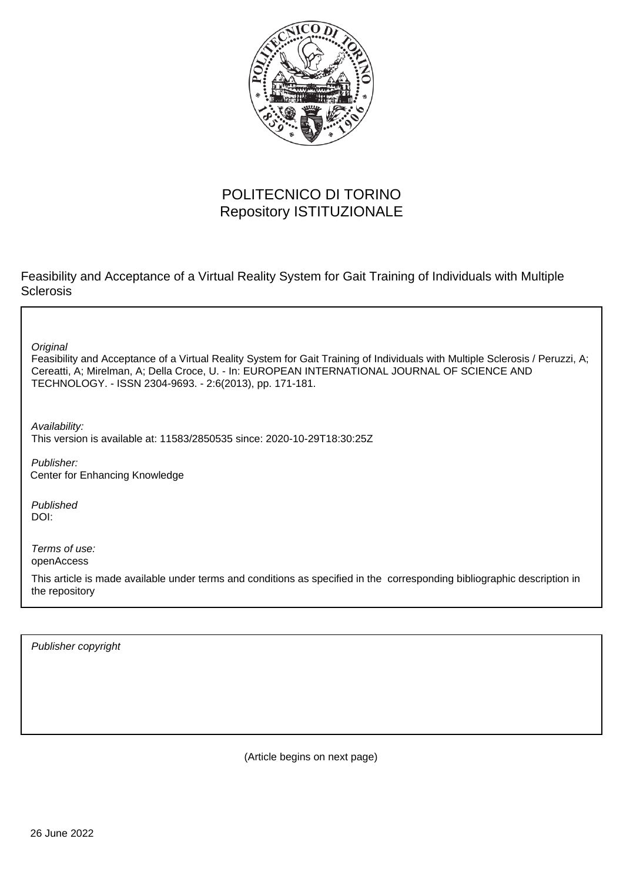POLITECNICO DI TORINO
Repository ISTITUZIONALE

Feasibility and Acceptance of a Virtual Reality System for Gait Training of Individuals with Multiple Sclerosis

*Original*
Feasibility and Acceptance of a Virtual Reality System for Gait Training of Individuals with Multiple Sclerosis / Peruzzi, A; Cereatti, A; Mirelman, A; Della Croce, U. - In: EUROPEAN INTERNATIONAL JOURNAL OF SCIENCE AND TECHNOLOGY. - ISSN 2304-9693. - 2:6(2013), pp. 171-181.

*Availability:*
This version is available at: 11583/2850535 since: 2020-10-29T18:30:25Z

*Publisher:*
Center for Enhancing Knowledge

*Published*
DOI:

*Terms of use:*
openAccess

This article is made available under terms and conditions as specified in the corresponding bibliographic description in the repository

*Publisher copyright*

(Article begins on next page)

26 June 2022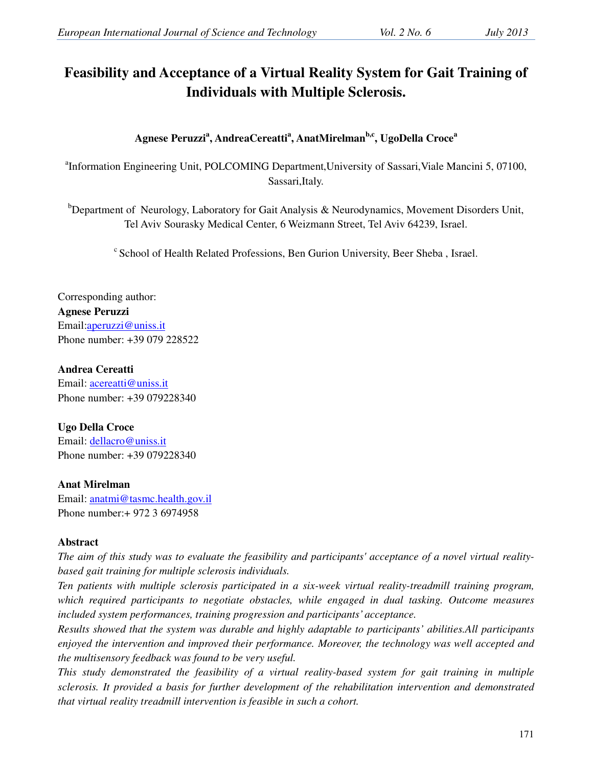# Feasibility and Acceptance of a Virtual Reality System for Gait Training of Individuals with Multiple Sclerosis.

**Agnese Peruzzi[a], AndreaCereatti[a], AnatMirelman[b,c], UgoDella Croce[a]**

[a]Information Engineering Unit, POLCOMING Department,University of Sassari,Viale Mancini 5, 07100, Sassari,Italy.

[b]Department of Neurology, Laboratory for Gait Analysis & Neurodynamics, Movement Disorders Unit, Tel Aviv Sourasky Medical Center, 6 Weizmann Street, Tel Aviv 64239, Israel.

[c] School of Health Related Professions, Ben Gurion University, Beer Sheba , Israel.

Corresponding author:
**Agnese Peruzzi**
Email:aperuzzi@uniss.it
Phone number: +39 079 228522

**Andrea Cereatti**
Email: acereatti@uniss.it
Phone number: +39 079228340

**Ugo Della Croce**
Email: dellacro@uniss.it
Phone number: +39 079228340

**Anat Mirelman**
Email: anatmi@tasmc.health.gov.il
Phone number:+ 972 3 6974958

### Abstract

*The aim of this study was to evaluate the feasibility and participants' acceptance of a novel virtual reality-based gait training for multiple sclerosis individuals.*

*Ten patients with multiple sclerosis participated in a six-week virtual reality-treadmill training program, which required participants to negotiate obstacles, while engaged in dual tasking. Outcome measures included system performances, training progression and participants' acceptance.*

*Results showed that the system was durable and highly adaptable to participants' abilities.All participants enjoyed the intervention and improved their performance. Moreover, the technology was well accepted and the multisensory feedback was found to be very useful.*

*This study demonstrated the feasibility of a virtual reality-based system for gait training in multiple sclerosis. It provided a basis for further development of the rehabilitation intervention and demonstrated that virtual reality treadmill intervention is feasible in such a cohort.*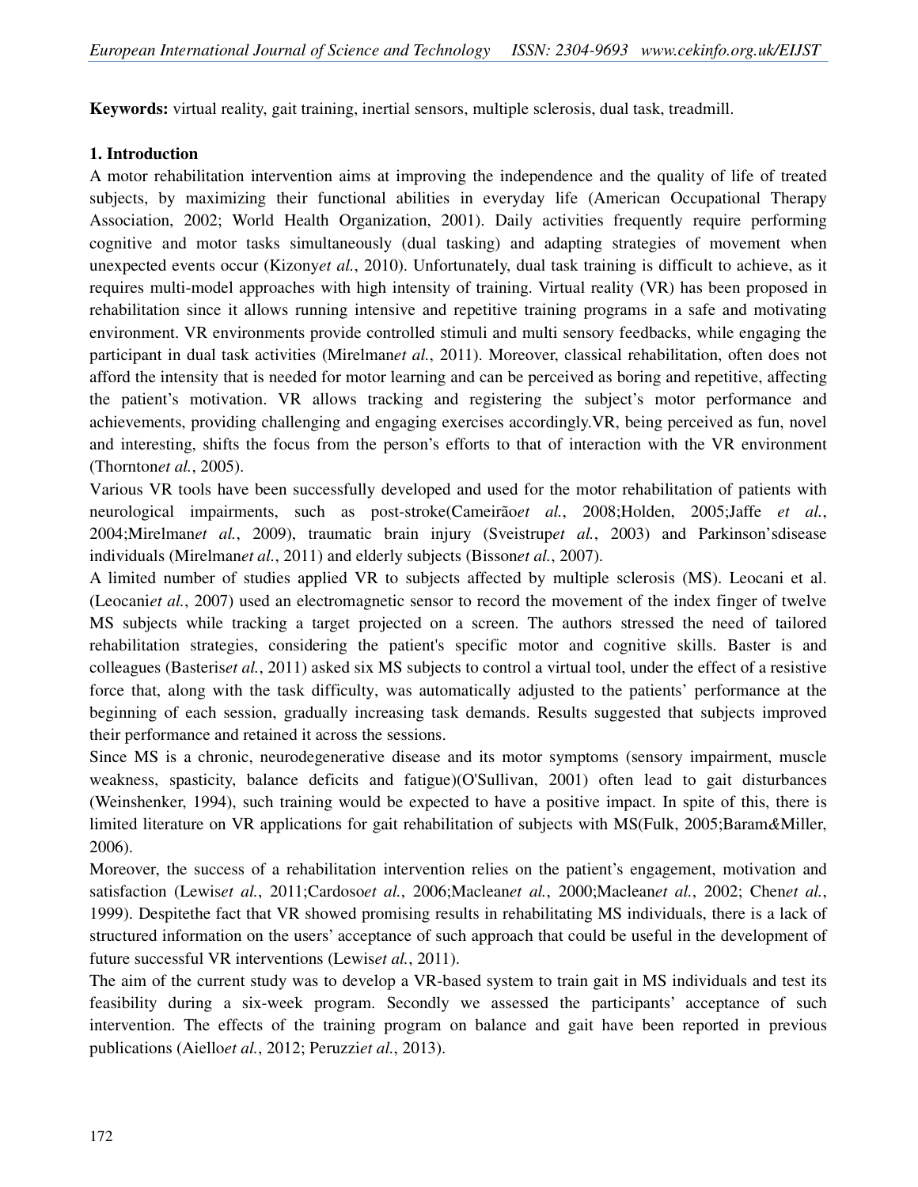**Keywords:** virtual reality, gait training, inertial sensors, multiple sclerosis, dual task, treadmill.

## 1. Introduction

A motor rehabilitation intervention aims at improving the independence and the quality of life of treated subjects, by maximizing their functional abilities in everyday life (American Occupational Therapy Association, 2002; World Health Organization, 2001). Daily activities frequently require performing cognitive and motor tasks simultaneously (dual tasking) and adapting strategies of movement when unexpected events occur (Kizony*et al.*, 2010). Unfortunately, dual task training is difficult to achieve, as it requires multi-model approaches with high intensity of training. Virtual reality (VR) has been proposed in rehabilitation since it allows running intensive and repetitive training programs in a safe and motivating environment. VR environments provide controlled stimuli and multi sensory feedbacks, while engaging the participant in dual task activities (Mirelman*et al.*, 2011). Moreover, classical rehabilitation, often does not afford the intensity that is needed for motor learning and can be perceived as boring and repetitive, affecting the patient's motivation. VR allows tracking and registering the subject's motor performance and achievements, providing challenging and engaging exercises accordingly.VR, being perceived as fun, novel and interesting, shifts the focus from the person's efforts to that of interaction with the VR environment (Thornton*et al.*, 2005).

Various VR tools have been successfully developed and used for the motor rehabilitation of patients with neurological impairments, such as post-stroke(Cameirão*et al.*, 2008;Holden, 2005;Jaffe *et al.*, 2004;Mirelman*et al.*, 2009), traumatic brain injury (Sveistrup*et al.*, 2003) and Parkinson'sdisease individuals (Mirelman*et al.*, 2011) and elderly subjects (Bisson*et al.*, 2007).

A limited number of studies applied VR to subjects affected by multiple sclerosis (MS). Leocani et al. (Leocani*et al.*, 2007) used an electromagnetic sensor to record the movement of the index finger of twelve MS subjects while tracking a target projected on a screen. The authors stressed the need of tailored rehabilitation strategies, considering the patient's specific motor and cognitive skills. Baster is and colleagues (Basteris*et al.*, 2011) asked six MS subjects to control a virtual tool, under the effect of a resistive force that, along with the task difficulty, was automatically adjusted to the patients' performance at the beginning of each session, gradually increasing task demands. Results suggested that subjects improved their performance and retained it across the sessions.

Since MS is a chronic, neurodegenerative disease and its motor symptoms (sensory impairment, muscle weakness, spasticity, balance deficits and fatigue)(O'Sullivan, 2001) often lead to gait disturbances (Weinshenker, 1994), such training would be expected to have a positive impact. In spite of this, there is limited literature on VR applications for gait rehabilitation of subjects with MS(Fulk, 2005;Baram*&*Miller, 2006).

Moreover, the success of a rehabilitation intervention relies on the patient's engagement, motivation and satisfaction (Lewis*et al.*, 2011;Cardoso*et al.*, 2006;Maclean*et al.*, 2000;Maclean*et al.*, 2002; Chen*et al.*, 1999). Despitethe fact that VR showed promising results in rehabilitating MS individuals, there is a lack of structured information on the users' acceptance of such approach that could be useful in the development of future successful VR interventions (Lewis*et al.*, 2011).

The aim of the current study was to develop a VR-based system to train gait in MS individuals and test its feasibility during a six-week program. Secondly we assessed the participants' acceptance of such intervention. The effects of the training program on balance and gait have been reported in previous publications (Aiello*et al.*, 2012; Peruzzi*et al.*, 2013).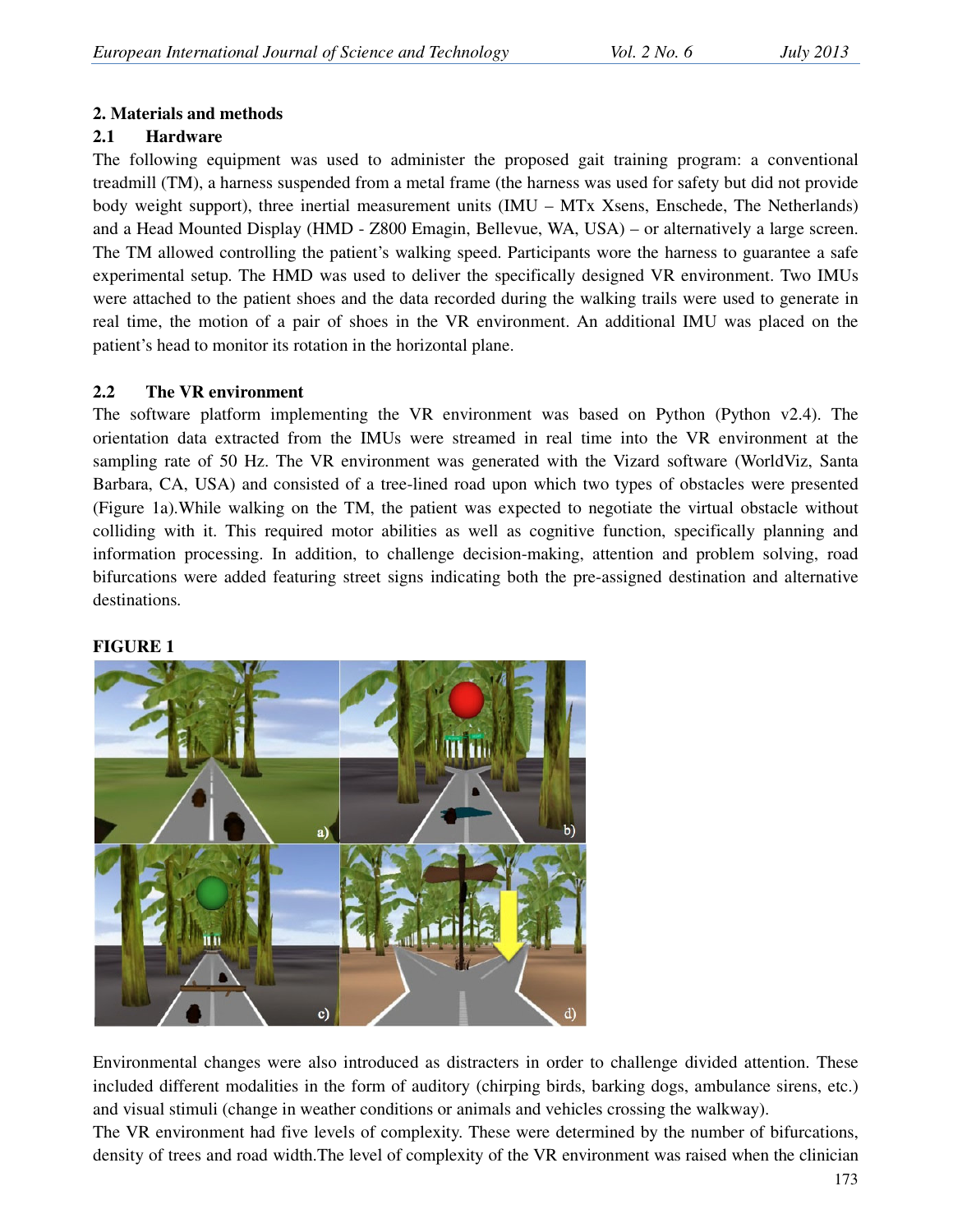## 2. Materials and methods

### 2.1 Hardware

The following equipment was used to administer the proposed gait training program: a conventional treadmill (TM), a harness suspended from a metal frame (the harness was used for safety but did not provide body weight support), three inertial measurement units (IMU – MTx Xsens, Enschede, The Netherlands) and a Head Mounted Display (HMD - Z800 Emagin, Bellevue, WA, USA) – or alternatively a large screen. The TM allowed controlling the patient's walking speed. Participants wore the harness to guarantee a safe experimental setup. The HMD was used to deliver the specifically designed VR environment. Two IMUs were attached to the patient shoes and the data recorded during the walking trails were used to generate in real time, the motion of a pair of shoes in the VR environment. An additional IMU was placed on the patient's head to monitor its rotation in the horizontal plane.

### 2.2 The VR environment

The software platform implementing the VR environment was based on Python (Python v2.4). The orientation data extracted from the IMUs were streamed in real time into the VR environment at the sampling rate of 50 Hz. The VR environment was generated with the Vizard software (WorldViz, Santa Barbara, CA, USA) and consisted of a tree-lined road upon which two types of obstacles were presented (Figure 1a).While walking on the TM, the patient was expected to negotiate the virtual obstacle without colliding with it. This required motor abilities as well as cognitive function, specifically planning and information processing. In addition, to challenge decision-making, attention and problem solving, road bifurcations were added featuring street signs indicating both the pre-assigned destination and alternative destinations.

**FIGURE 1**

Environmental changes were also introduced as distracters in order to challenge divided attention. These included different modalities in the form of auditory (chirping birds, barking dogs, ambulance sirens, etc.) and visual stimuli (change in weather conditions or animals and vehicles crossing the walkway).

The VR environment had five levels of complexity. These were determined by the number of bifurcations, density of trees and road width.The level of complexity of the VR environment was raised when the clinician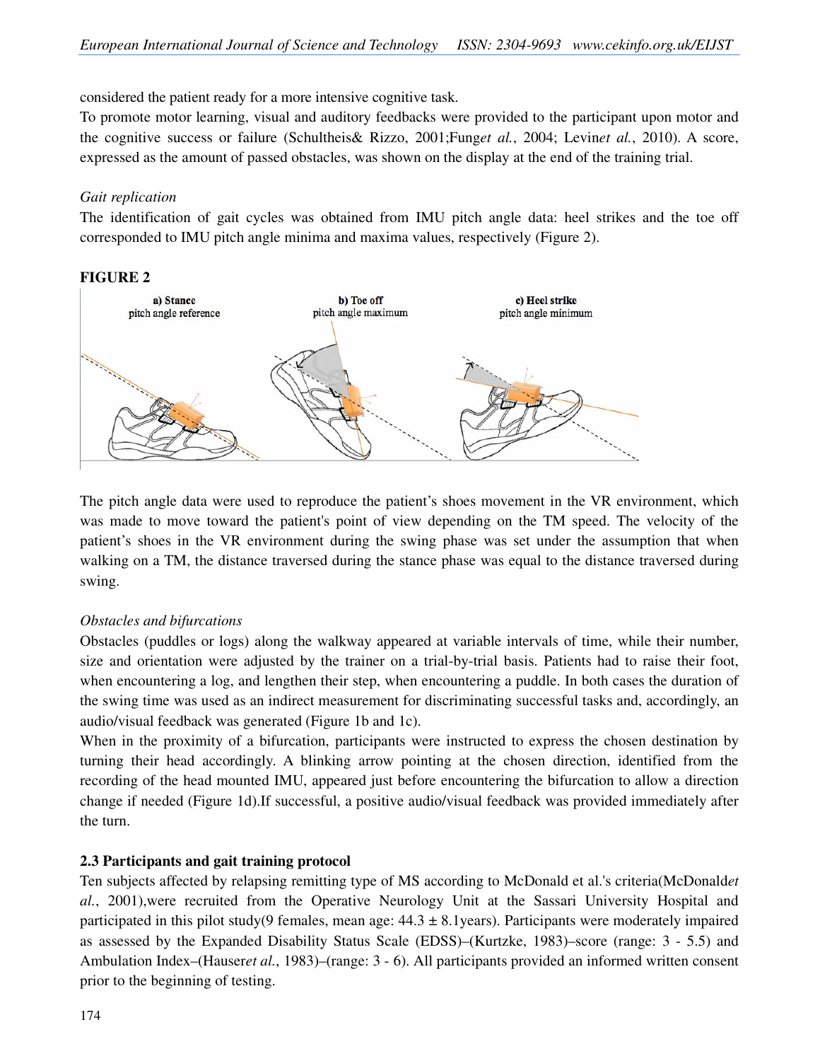considered the patient ready for a more intensive cognitive task.

To promote motor learning, visual and auditory feedbacks were provided to the participant upon motor and the cognitive success or failure (Schultheis& Rizzo, 2001;Fung*et al.*, 2004; Levin*et al.*, 2010). A score, expressed as the amount of passed obstacles, was shown on the display at the end of the training trial.

*Gait replication*

The identification of gait cycles was obtained from IMU pitch angle data: heel strikes and the toe off corresponded to IMU pitch angle minima and maxima values, respectively (Figure 2).

**FIGURE 2**

a) Stance pitch angle reference — b) Toe off pitch angle maximum — c) Heel strike pitch angle minimum

The pitch angle data were used to reproduce the patient's shoes movement in the VR environment, which was made to move toward the patient's point of view depending on the TM speed. The velocity of the patient's shoes in the VR environment during the swing phase was set under the assumption that when walking on a TM, the distance traversed during the stance phase was equal to the distance traversed during swing.

*Obstacles and bifurcations*

Obstacles (puddles or logs) along the walkway appeared at variable intervals of time, while their number, size and orientation were adjusted by the trainer on a trial-by-trial basis. Patients had to raise their foot, when encountering a log, and lengthen their step, when encountering a puddle. In both cases the duration of the swing time was used as an indirect measurement for discriminating successful tasks and, accordingly, an audio/visual feedback was generated (Figure 1b and 1c).

When in the proximity of a bifurcation, participants were instructed to express the chosen destination by turning their head accordingly. A blinking arrow pointing at the chosen direction, identified from the recording of the head mounted IMU, appeared just before encountering the bifurcation to allow a direction change if needed (Figure 1d).If successful, a positive audio/visual feedback was provided immediately after the turn.

### 2.3 Participants and gait training protocol

Ten subjects affected by relapsing remitting type of MS according to McDonald et al.'s criteria(McDonald*et al.*, 2001),were recruited from the Operative Neurology Unit at the Sassari University Hospital and participated in this pilot study(9 females, mean age: 44.3 ± 8.1years). Participants were moderately impaired as assessed by the Expanded Disability Status Scale (EDSS)–(Kurtzke, 1983)–score (range: 3 - 5.5) and Ambulation Index–(Hauser*et al.*, 1983)–(range: 3 - 6). All participants provided an informed written consent prior to the beginning of testing.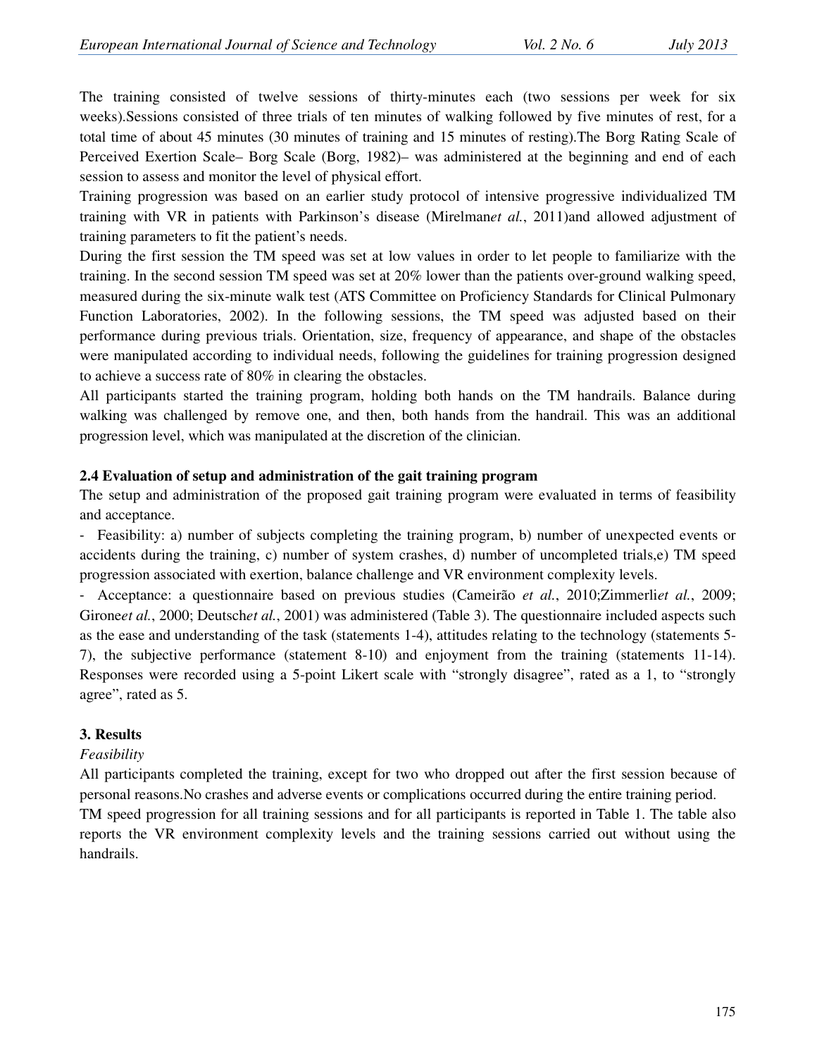The training consisted of twelve sessions of thirty-minutes each (two sessions per week for six weeks).Sessions consisted of three trials of ten minutes of walking followed by five minutes of rest, for a total time of about 45 minutes (30 minutes of training and 15 minutes of resting).The Borg Rating Scale of Perceived Exertion Scale– Borg Scale (Borg, 1982)– was administered at the beginning and end of each session to assess and monitor the level of physical effort.

Training progression was based on an earlier study protocol of intensive progressive individualized TM training with VR in patients with Parkinson's disease (Mirelman*et al.*, 2011)and allowed adjustment of training parameters to fit the patient's needs.

During the first session the TM speed was set at low values in order to let people to familiarize with the training. In the second session TM speed was set at 20% lower than the patients over-ground walking speed, measured during the six-minute walk test (ATS Committee on Proficiency Standards for Clinical Pulmonary Function Laboratories, 2002). In the following sessions, the TM speed was adjusted based on their performance during previous trials. Orientation, size, frequency of appearance, and shape of the obstacles were manipulated according to individual needs, following the guidelines for training progression designed to achieve a success rate of 80% in clearing the obstacles.

All participants started the training program, holding both hands on the TM handrails. Balance during walking was challenged by remove one, and then, both hands from the handrail. This was an additional progression level, which was manipulated at the discretion of the clinician.

### 2.4 Evaluation of setup and administration of the gait training program

The setup and administration of the proposed gait training program were evaluated in terms of feasibility and acceptance.

- Feasibility: a) number of subjects completing the training program, b) number of unexpected events or accidents during the training, c) number of system crashes, d) number of uncompleted trials,e) TM speed progression associated with exertion, balance challenge and VR environment complexity levels.
- Acceptance: a questionnaire based on previous studies (Cameirão *et al.*, 2010;Zimmerli*et al.*, 2009; Girone*et al.*, 2000; Deutsch*et al.*, 2001) was administered (Table 3). The questionnaire included aspects such as the ease and understanding of the task (statements 1-4), attitudes relating to the technology (statements 5-7), the subjective performance (statement 8-10) and enjoyment from the training (statements 11-14). Responses were recorded using a 5-point Likert scale with "strongly disagree", rated as a 1, to "strongly agree", rated as 5.

## 3. Results

*Feasibility*

All participants completed the training, except for two who dropped out after the first session because of personal reasons.No crashes and adverse events or complications occurred during the entire training period.

TM speed progression for all training sessions and for all participants is reported in Table 1. The table also reports the VR environment complexity levels and the training sessions carried out without using the handrails.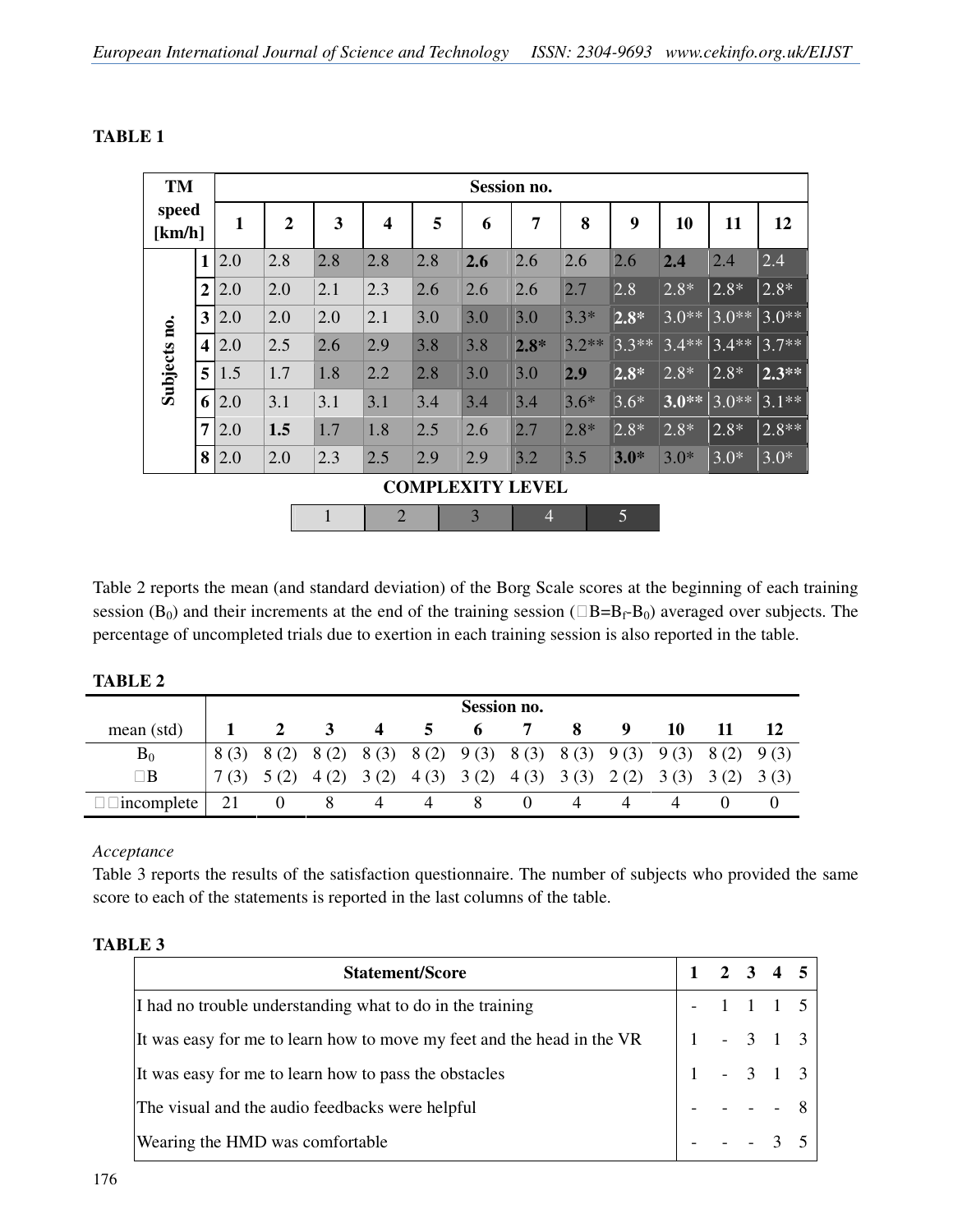**TABLE 1**

| TM speed [km/h] | | Session no. | | | | | | | | | | | |
|---|---|---|---|---|---|---|---|---|---|---|---|---|---|
| | | 1 | 2 | 3 | 4 | 5 | 6 | 7 | 8 | 9 | 10 | 11 | 12 |
| Subjects no. | 1 | 2.0 | 2.8 | 2.8 | 2.8 | 2.8 | **2.6** | 2.6 | 2.6 | 2.6 | **2.4** | 2.4 | 2.4 |
| | 2 | 2.0 | 2.0 | 2.1 | 2.3 | 2.6 | 2.6 | 2.6 | 2.7 | 2.8 | 2.8* | 2.8* | 2.8* |
| | 3 | 2.0 | 2.0 | 2.0 | 2.1 | 3.0 | 3.0 | 3.0 | 3.3* | **2.8*** | 3.0** | 3.0** | 3.0** |
| | 4 | 2.0 | 2.5 | 2.6 | 2.9 | 3.8 | 3.8 | **2.8*** | 3.2** | 3.3** | 3.4** | 3.4** | 3.7** |
| | 5 | 1.5 | 1.7 | 1.8 | 2.2 | 2.8 | 3.0 | 3.0 | **2.9** | **2.8*** | 2.8* | 2.8* | **2.3**** |
| | 6 | 2.0 | 3.1 | 3.1 | 3.1 | 3.4 | 3.4 | 3.4 | 3.6* | 3.6* | **3.0**** | 3.0** | 3.1** |
| | 7 | 2.0 | **1.5** | 1.7 | 1.8 | 2.5 | 2.6 | 2.7 | 2.8* | 2.8* | 2.8* | 2.8* | 2.8** |
| | 8 | 2.0 | 2.0 | 2.3 | 2.5 | 2.9 | 2.9 | 3.2 | 3.5 | **3.0*** | 3.0* | 3.0* | 3.0* |

**COMPLEXITY LEVEL**

| 1 | 2 | 3 | 4 | 5 |
|---|---|---|---|---|

Table 2 reports the mean (and standard deviation) of the Borg Scale scores at the beginning of each training session ($B_0$) and their increments at the end of the training session ($\Delta B=B_f-B_0$) averaged over subjects. The percentage of uncompleted trials due to exertion in each training session is also reported in the table.

**TABLE 2**

| mean (std) | Session no. | | | | | | | | | | | |
|---|---|---|---|---|---|---|---|---|---|---|---|---|
| | 1 | 2 | 3 | 4 | 5 | 6 | 7 | 8 | 9 | 10 | 11 | 12 |
| $B_0$ | 8 (3) | 8 (2) | 8 (2) | 8 (3) | 8 (2) | 9 (3) | 8 (3) | 8 (3) | 9 (3) | 9 (3) | 8 (2) | 9 (3) |
| $\Delta B$ | 7 (3) | 5 (2) | 4 (2) | 3 (2) | 4 (3) | 3 (2) | 4 (3) | 3 (3) | 2 (2) | 3 (3) | 3 (2) | 3 (3) |
| % incomplete | 21 | 0 | 8 | 4 | 4 | 8 | 0 | 4 | 4 | 4 | 0 | 0 |

*Acceptance*

Table 3 reports the results of the satisfaction questionnaire. The number of subjects who provided the same score to each of the statements is reported in the last columns of the table.

**TABLE 3**

| Statement/Score | 1 | 2 | 3 | 4 | 5 |
|---|---|---|---|---|---|
| I had no trouble understanding what to do in the training | - | 1 | 1 | 1 | 5 |
| It was easy for me to learn how to move my feet and the head in the VR | 1 | - | 3 | 1 | 3 |
| It was easy for me to learn how to pass the obstacles | 1 | - | 3 | 1 | 3 |
| The visual and the audio feedbacks were helpful | - | - | - | - | 8 |
| Wearing the HMD was comfortable | - | - | - | 3 | 5 |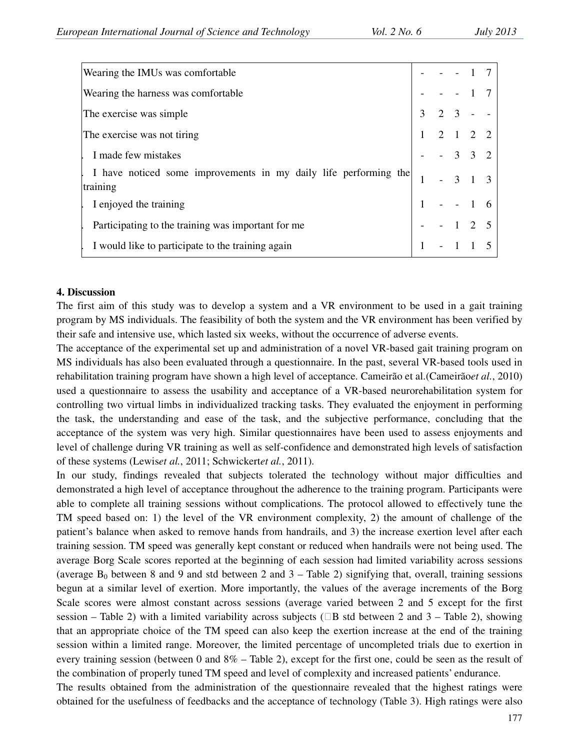| | | | | | |
|---|---|---|---|---|---|
| Wearing the IMUs was comfortable | - | - | - | 1 | 7 |
| Wearing the harness was comfortable | - | - | - | 1 | 7 |
| The exercise was simple | 3 | 2 | 3 | - | - |
| The exercise was not tiring | 1 | 2 | 1 | 2 | 2 |
| I made few mistakes | - | - | 3 | 3 | 2 |
| I have noticed some improvements in my daily life performing the training | 1 | - | 3 | 1 | 3 |
| I enjoyed the training | 1 | - | - | 1 | 6 |
| Participating to the training was important for me | - | - | 1 | 2 | 5 |
| I would like to participate to the training again | 1 | - | 1 | 1 | 5 |

**4. Discussion**

The first aim of this study was to develop a system and a VR environment to be used in a gait training program by MS individuals. The feasibility of both the system and the VR environment has been verified by their safe and intensive use, which lasted six weeks, without the occurrence of adverse events.

The acceptance of the experimental set up and administration of a novel VR-based gait training program on MS individuals has also been evaluated through a questionnaire. In the past, several VR-based tools used in rehabilitation training program have shown a high level of acceptance. Cameirão et al.(Cameirão*et al.*, 2010) used a questionnaire to assess the usability and acceptance of a VR-based neurorehabilitation system for controlling two virtual limbs in individualized tracking tasks. They evaluated the enjoyment in performing the task, the understanding and ease of the task, and the subjective performance, concluding that the acceptance of the system was very high. Similar questionnaires have been used to assess enjoyments and level of challenge during VR training as well as self-confidence and demonstrated high levels of satisfaction of these systems (Lewis*et al.*, 2011; Schwickert*et al.*, 2011).

In our study, findings revealed that subjects tolerated the technology without major difficulties and demonstrated a high level of acceptance throughout the adherence to the training program. Participants were able to complete all training sessions without complications. The protocol allowed to effectively tune the TM speed based on: 1) the level of the VR environment complexity, 2) the amount of challenge of the patient's balance when asked to remove hands from handrails, and 3) the increase exertion level after each training session. TM speed was generally kept constant or reduced when handrails were not being used. The average Borg Scale scores reported at the beginning of each session had limited variability across sessions (average $B_0$ between 8 and 9 and std between 2 and 3 – Table 2) signifying that, overall, training sessions begun at a similar level of exertion. More importantly, the values of the average increments of the Borg Scale scores were almost constant across sessions (average varied between 2 and 5 except for the first session – Table 2) with a limited variability across subjects ($\Delta$B std between 2 and 3 – Table 2), showing that an appropriate choice of the TM speed can also keep the exertion increase at the end of the training session within a limited range. Moreover, the limited percentage of uncompleted trials due to exertion in every training session (between 0 and 8% – Table 2), except for the first one, could be seen as the result of the combination of properly tuned TM speed and level of complexity and increased patients' endurance.

The results obtained from the administration of the questionnaire revealed that the highest ratings were obtained for the usefulness of feedbacks and the acceptance of technology (Table 3). High ratings were also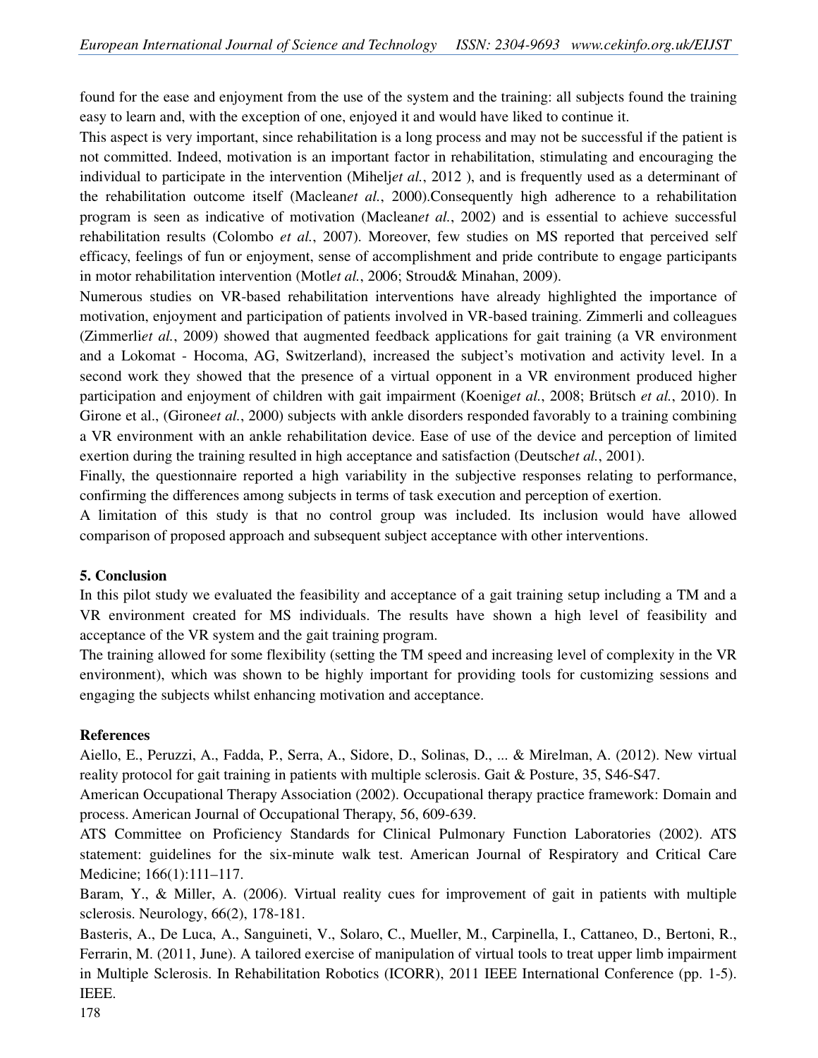found for the ease and enjoyment from the use of the system and the training: all subjects found the training easy to learn and, with the exception of one, enjoyed it and would have liked to continue it.

This aspect is very important, since rehabilitation is a long process and may not be successful if the patient is not committed. Indeed, motivation is an important factor in rehabilitation, stimulating and encouraging the individual to participate in the intervention (Mihelj*et al.*, 2012 ), and is frequently used as a determinant of the rehabilitation outcome itself (Maclean*et al.*, 2000).Consequently high adherence to a rehabilitation program is seen as indicative of motivation (Maclean*et al.*, 2002) and is essential to achieve successful rehabilitation results (Colombo *et al.*, 2007). Moreover, few studies on MS reported that perceived self efficacy, feelings of fun or enjoyment, sense of accomplishment and pride contribute to engage participants in motor rehabilitation intervention (Motl*et al.*, 2006; Stroud& Minahan, 2009).

Numerous studies on VR-based rehabilitation interventions have already highlighted the importance of motivation, enjoyment and participation of patients involved in VR-based training. Zimmerli and colleagues (Zimmerli*et al.*, 2009) showed that augmented feedback applications for gait training (a VR environment and a Lokomat - Hocoma, AG, Switzerland), increased the subject's motivation and activity level. In a second work they showed that the presence of a virtual opponent in a VR environment produced higher participation and enjoyment of children with gait impairment (Koenig*et al.*, 2008; Brütsch *et al.*, 2010). In Girone et al., (Girone*et al.*, 2000) subjects with ankle disorders responded favorably to a training combining a VR environment with an ankle rehabilitation device. Ease of use of the device and perception of limited exertion during the training resulted in high acceptance and satisfaction (Deutsch*et al.*, 2001).

Finally, the questionnaire reported a high variability in the subjective responses relating to performance, confirming the differences among subjects in terms of task execution and perception of exertion.

A limitation of this study is that no control group was included. Its inclusion would have allowed comparison of proposed approach and subsequent subject acceptance with other interventions.

## 5. Conclusion

In this pilot study we evaluated the feasibility and acceptance of a gait training setup including a TM and a VR environment created for MS individuals. The results have shown a high level of feasibility and acceptance of the VR system and the gait training program.

The training allowed for some flexibility (setting the TM speed and increasing level of complexity in the VR environment), which was shown to be highly important for providing tools for customizing sessions and engaging the subjects whilst enhancing motivation and acceptance.

## References

Aiello, E., Peruzzi, A., Fadda, P., Serra, A., Sidore, D., Solinas, D., ... & Mirelman, A. (2012). New virtual reality protocol for gait training in patients with multiple sclerosis. Gait & Posture, 35, S46-S47.

American Occupational Therapy Association (2002). Occupational therapy practice framework: Domain and process. American Journal of Occupational Therapy, 56, 609-639.

ATS Committee on Proficiency Standards for Clinical Pulmonary Function Laboratories (2002). ATS statement: guidelines for the six-minute walk test. American Journal of Respiratory and Critical Care Medicine; 166(1):111–117.

Baram, Y., & Miller, A. (2006). Virtual reality cues for improvement of gait in patients with multiple sclerosis. Neurology, 66(2), 178-181.

Basteris, A., De Luca, A., Sanguineti, V., Solaro, C., Mueller, M., Carpinella, I., Cattaneo, D., Bertoni, R., Ferrarin, M. (2011, June). A tailored exercise of manipulation of virtual tools to treat upper limb impairment in Multiple Sclerosis. In Rehabilitation Robotics (ICORR), 2011 IEEE International Conference (pp. 1-5). IEEE.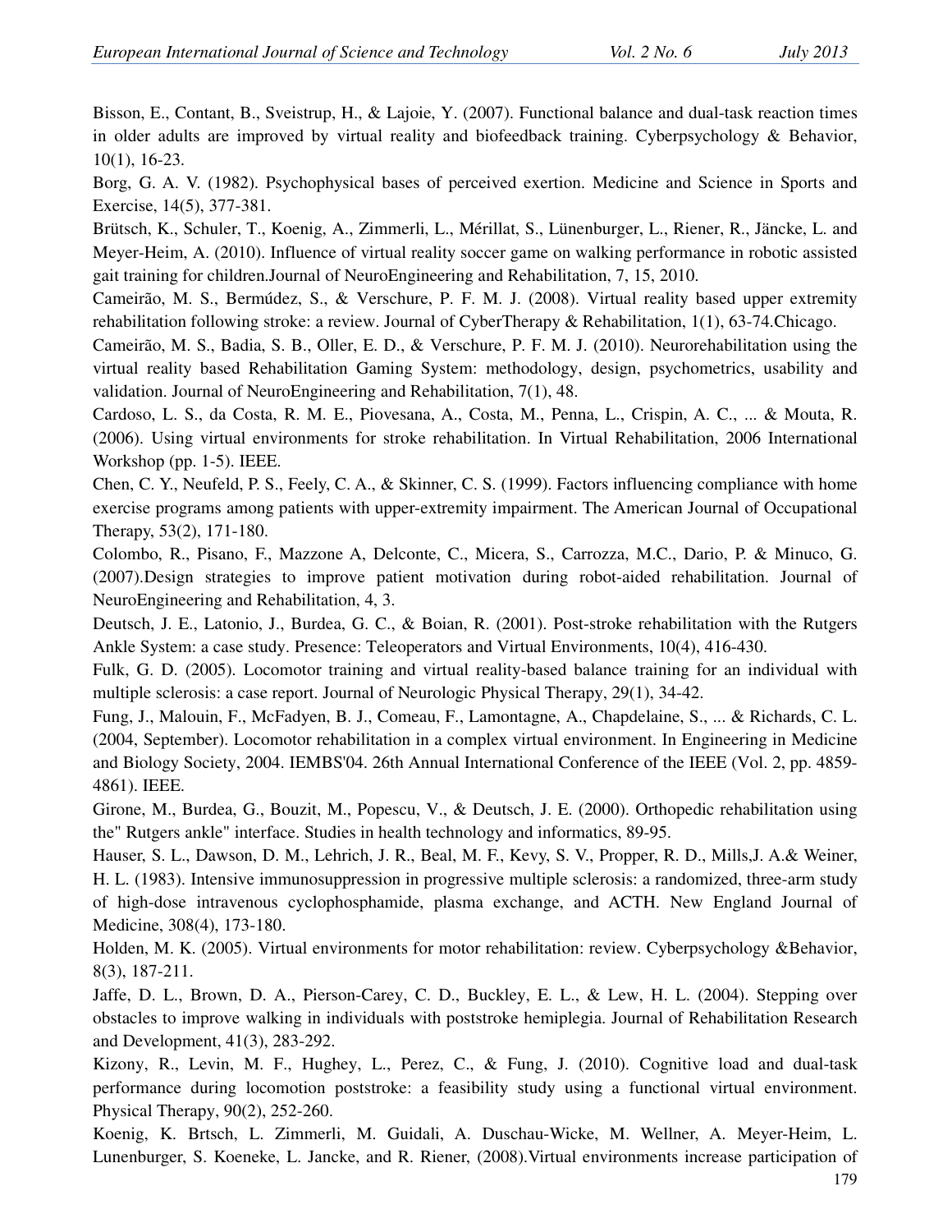Bisson, E., Contant, B., Sveistrup, H., & Lajoie, Y. (2007). Functional balance and dual-task reaction times in older adults are improved by virtual reality and biofeedback training. Cyberpsychology & Behavior, 10(1), 16-23.

Borg, G. A. V. (1982). Psychophysical bases of perceived exertion. Medicine and Science in Sports and Exercise, 14(5), 377-381.

Brütsch, K., Schuler, T., Koenig, A., Zimmerli, L., Mérillat, S., Lünenburger, L., Riener, R., Jäncke, L. and Meyer-Heim, A. (2010). Influence of virtual reality soccer game on walking performance in robotic assisted gait training for children.Journal of NeuroEngineering and Rehabilitation, 7, 15, 2010.

Cameirão, M. S., Bermúdez, S., & Verschure, P. F. M. J. (2008). Virtual reality based upper extremity rehabilitation following stroke: a review. Journal of CyberTherapy & Rehabilitation, 1(1), 63-74.Chicago.

Cameirão, M. S., Badia, S. B., Oller, E. D., & Verschure, P. F. M. J. (2010). Neurorehabilitation using the virtual reality based Rehabilitation Gaming System: methodology, design, psychometrics, usability and validation. Journal of NeuroEngineering and Rehabilitation, 7(1), 48.

Cardoso, L. S., da Costa, R. M. E., Piovesana, A., Costa, M., Penna, L., Crispin, A. C., ... & Mouta, R. (2006). Using virtual environments for stroke rehabilitation. In Virtual Rehabilitation, 2006 International Workshop (pp. 1-5). IEEE.

Chen, C. Y., Neufeld, P. S., Feely, C. A., & Skinner, C. S. (1999). Factors influencing compliance with home exercise programs among patients with upper-extremity impairment. The American Journal of Occupational Therapy, 53(2), 171-180.

Colombo, R., Pisano, F., Mazzone A, Delconte, C., Micera, S., Carrozza, M.C., Dario, P. & Minuco, G. (2007).Design strategies to improve patient motivation during robot-aided rehabilitation. Journal of NeuroEngineering and Rehabilitation, 4, 3.

Deutsch, J. E., Latonio, J., Burdea, G. C., & Boian, R. (2001). Post-stroke rehabilitation with the Rutgers Ankle System: a case study. Presence: Teleoperators and Virtual Environments, 10(4), 416-430.

Fulk, G. D. (2005). Locomotor training and virtual reality-based balance training for an individual with multiple sclerosis: a case report. Journal of Neurologic Physical Therapy, 29(1), 34-42.

Fung, J., Malouin, F., McFadyen, B. J., Comeau, F., Lamontagne, A., Chapdelaine, S., ... & Richards, C. L. (2004, September). Locomotor rehabilitation in a complex virtual environment. In Engineering in Medicine and Biology Society, 2004. IEMBS'04. 26th Annual International Conference of the IEEE (Vol. 2, pp. 4859-4861). IEEE.

Girone, M., Burdea, G., Bouzit, M., Popescu, V., & Deutsch, J. E. (2000). Orthopedic rehabilitation using the" Rutgers ankle" interface. Studies in health technology and informatics, 89-95.

Hauser, S. L., Dawson, D. M., Lehrich, J. R., Beal, M. F., Kevy, S. V., Propper, R. D., Mills,J. A.& Weiner, H. L. (1983). Intensive immunosuppression in progressive multiple sclerosis: a randomized, three-arm study of high-dose intravenous cyclophosphamide, plasma exchange, and ACTH. New England Journal of Medicine, 308(4), 173-180.

Holden, M. K. (2005). Virtual environments for motor rehabilitation: review. Cyberpsychology &Behavior, 8(3), 187-211.

Jaffe, D. L., Brown, D. A., Pierson-Carey, C. D., Buckley, E. L., & Lew, H. L. (2004). Stepping over obstacles to improve walking in individuals with poststroke hemiplegia. Journal of Rehabilitation Research and Development, 41(3), 283-292.

Kizony, R., Levin, M. F., Hughey, L., Perez, C., & Fung, J. (2010). Cognitive load and dual-task performance during locomotion poststroke: a feasibility study using a functional virtual environment. Physical Therapy, 90(2), 252-260.

Koenig, K. Brtsch, L. Zimmerli, M. Guidali, A. Duschau-Wicke, M. Wellner, A. Meyer-Heim, L. Lunenburger, S. Koeneke, L. Jancke, and R. Riener, (2008).Virtual environments increase participation of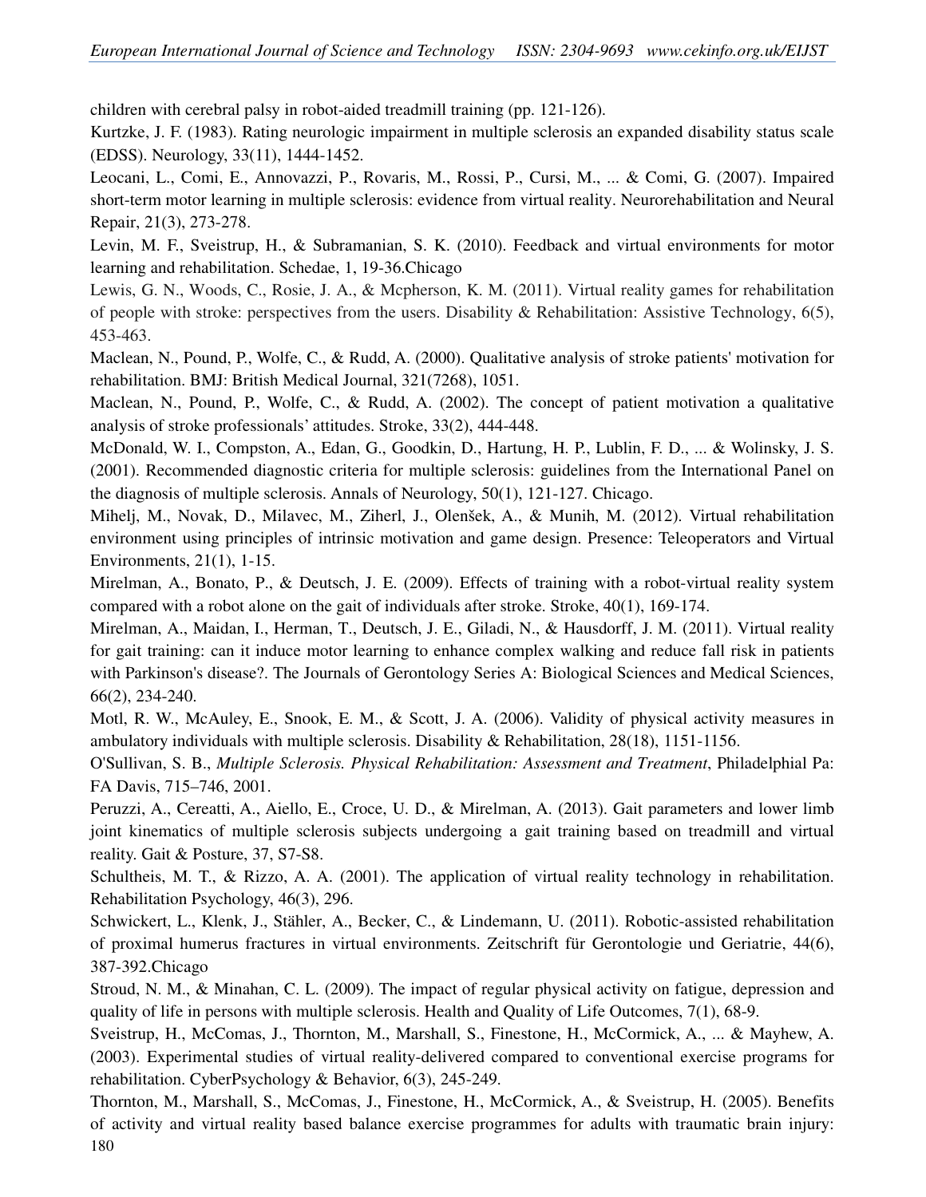children with cerebral palsy in robot-aided treadmill training (pp. 121-126).

Kurtzke, J. F. (1983). Rating neurologic impairment in multiple sclerosis an expanded disability status scale (EDSS). Neurology, 33(11), 1444-1452.

Leocani, L., Comi, E., Annovazzi, P., Rovaris, M., Rossi, P., Cursi, M., ... & Comi, G. (2007). Impaired short-term motor learning in multiple sclerosis: evidence from virtual reality. Neurorehabilitation and Neural Repair, 21(3), 273-278.

Levin, M. F., Sveistrup, H., & Subramanian, S. K. (2010). Feedback and virtual environments for motor learning and rehabilitation. Schedae, 1, 19-36.Chicago

Lewis, G. N., Woods, C., Rosie, J. A., & Mcpherson, K. M. (2011). Virtual reality games for rehabilitation of people with stroke: perspectives from the users. Disability & Rehabilitation: Assistive Technology, 6(5), 453-463.

Maclean, N., Pound, P., Wolfe, C., & Rudd, A. (2000). Qualitative analysis of stroke patients' motivation for rehabilitation. BMJ: British Medical Journal, 321(7268), 1051.

Maclean, N., Pound, P., Wolfe, C., & Rudd, A. (2002). The concept of patient motivation a qualitative analysis of stroke professionals' attitudes. Stroke, 33(2), 444-448.

McDonald, W. I., Compston, A., Edan, G., Goodkin, D., Hartung, H. P., Lublin, F. D., ... & Wolinsky, J. S. (2001). Recommended diagnostic criteria for multiple sclerosis: guidelines from the International Panel on the diagnosis of multiple sclerosis. Annals of Neurology, 50(1), 121-127. Chicago.

Mihelj, M., Novak, D., Milavec, M., Ziherl, J., Olenšek, A., & Munih, M. (2012). Virtual rehabilitation environment using principles of intrinsic motivation and game design. Presence: Teleoperators and Virtual Environments, 21(1), 1-15.

Mirelman, A., Bonato, P., & Deutsch, J. E. (2009). Effects of training with a robot-virtual reality system compared with a robot alone on the gait of individuals after stroke. Stroke, 40(1), 169-174.

Mirelman, A., Maidan, I., Herman, T., Deutsch, J. E., Giladi, N., & Hausdorff, J. M. (2011). Virtual reality for gait training: can it induce motor learning to enhance complex walking and reduce fall risk in patients with Parkinson's disease?. The Journals of Gerontology Series A: Biological Sciences and Medical Sciences, 66(2), 234-240.

Motl, R. W., McAuley, E., Snook, E. M., & Scott, J. A. (2006). Validity of physical activity measures in ambulatory individuals with multiple sclerosis. Disability & Rehabilitation, 28(18), 1151-1156.

O'Sullivan, S. B., *Multiple Sclerosis. Physical Rehabilitation: Assessment and Treatment*, Philadelphial Pa: FA Davis, 715–746, 2001.

Peruzzi, A., Cereatti, A., Aiello, E., Croce, U. D., & Mirelman, A. (2013). Gait parameters and lower limb joint kinematics of multiple sclerosis subjects undergoing a gait training based on treadmill and virtual reality. Gait & Posture, 37, S7-S8.

Schultheis, M. T., & Rizzo, A. A. (2001). The application of virtual reality technology in rehabilitation. Rehabilitation Psychology, 46(3), 296.

Schwickert, L., Klenk, J., Stähler, A., Becker, C., & Lindemann, U. (2011). Robotic-assisted rehabilitation of proximal humerus fractures in virtual environments. Zeitschrift für Gerontologie und Geriatrie, 44(6), 387-392.Chicago

Stroud, N. M., & Minahan, C. L. (2009). The impact of regular physical activity on fatigue, depression and quality of life in persons with multiple sclerosis. Health and Quality of Life Outcomes, 7(1), 68-9.

Sveistrup, H., McComas, J., Thornton, M., Marshall, S., Finestone, H., McCormick, A., ... & Mayhew, A. (2003). Experimental studies of virtual reality-delivered compared to conventional exercise programs for rehabilitation. CyberPsychology & Behavior, 6(3), 245-249.

Thornton, M., Marshall, S., McComas, J., Finestone, H., McCormick, A., & Sveistrup, H. (2005). Benefits of activity and virtual reality based balance exercise programmes for adults with traumatic brain injury: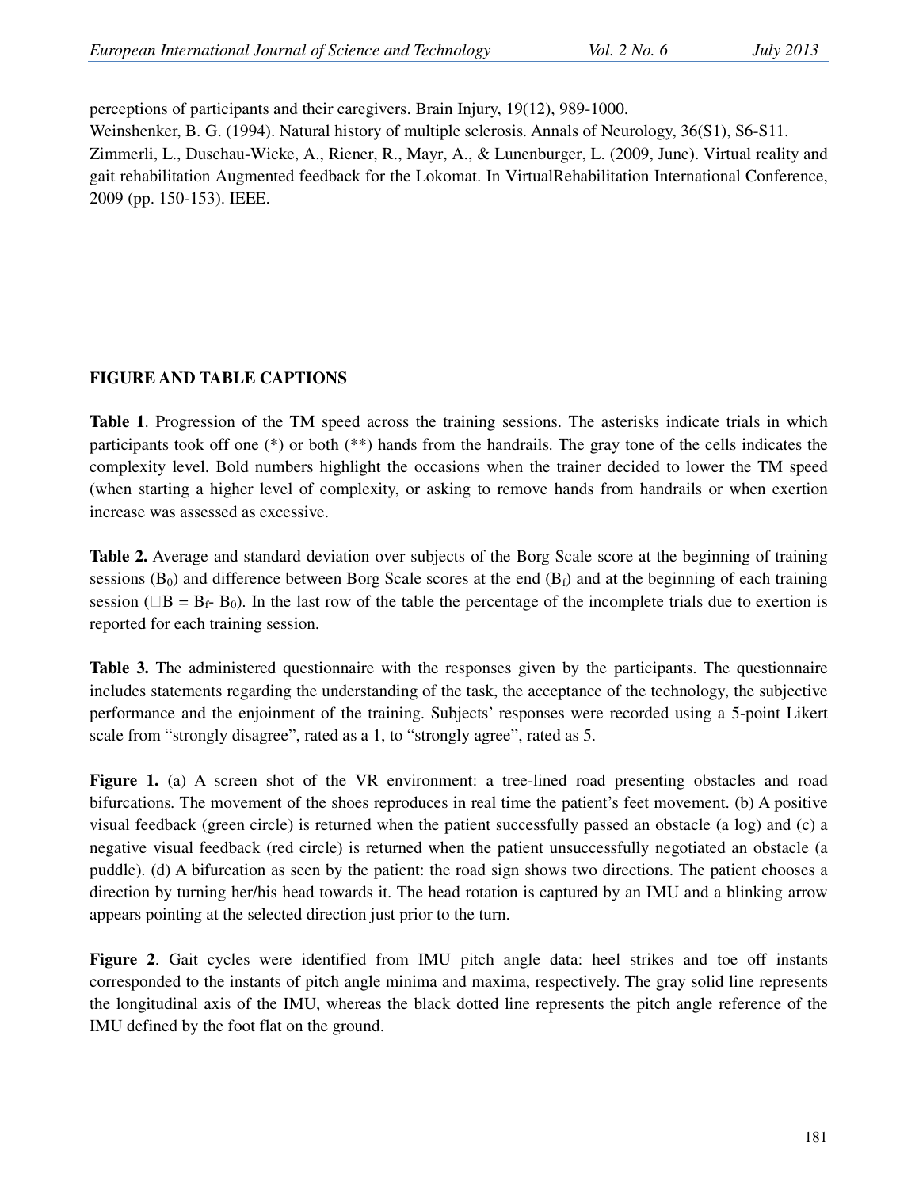perceptions of participants and their caregivers. Brain Injury, 19(12), 989-1000.

Weinshenker, B. G. (1994). Natural history of multiple sclerosis. Annals of Neurology, 36(S1), S6-S11.

Zimmerli, L., Duschau-Wicke, A., Riener, R., Mayr, A., & Lunenburger, L. (2009, June). Virtual reality and gait rehabilitation Augmented feedback for the Lokomat. In VirtualRehabilitation International Conference, 2009 (pp. 150-153). IEEE.

## FIGURE AND TABLE CAPTIONS

**Table 1**. Progression of the TM speed across the training sessions. The asterisks indicate trials in which participants took off one (*) or both (**) hands from the handrails. The gray tone of the cells indicates the complexity level. Bold numbers highlight the occasions when the trainer decided to lower the TM speed (when starting a higher level of complexity, or asking to remove hands from handrails or when exertion increase was assessed as excessive.

**Table 2.** Average and standard deviation over subjects of the Borg Scale score at the beginning of training sessions ($B_0$) and difference between Borg Scale scores at the end ($B_f$) and at the beginning of each training session ($\Delta B = B_f - B_0$). In the last row of the table the percentage of the incomplete trials due to exertion is reported for each training session.

**Table 3.** The administered questionnaire with the responses given by the participants. The questionnaire includes statements regarding the understanding of the task, the acceptance of the technology, the subjective performance and the enjoinment of the training. Subjects' responses were recorded using a 5-point Likert scale from "strongly disagree", rated as a 1, to "strongly agree", rated as 5.

**Figure 1.** (a) A screen shot of the VR environment: a tree-lined road presenting obstacles and road bifurcations. The movement of the shoes reproduces in real time the patient's feet movement. (b) A positive visual feedback (green circle) is returned when the patient successfully passed an obstacle (a log) and (c) a negative visual feedback (red circle) is returned when the patient unsuccessfully negotiated an obstacle (a puddle). (d) A bifurcation as seen by the patient: the road sign shows two directions. The patient chooses a direction by turning her/his head towards it. The head rotation is captured by an IMU and a blinking arrow appears pointing at the selected direction just prior to the turn.

**Figure 2**. Gait cycles were identified from IMU pitch angle data: heel strikes and toe off instants corresponded to the instants of pitch angle minima and maxima, respectively. The gray solid line represents the longitudinal axis of the IMU, whereas the black dotted line represents the pitch angle reference of the IMU defined by the foot flat on the ground.